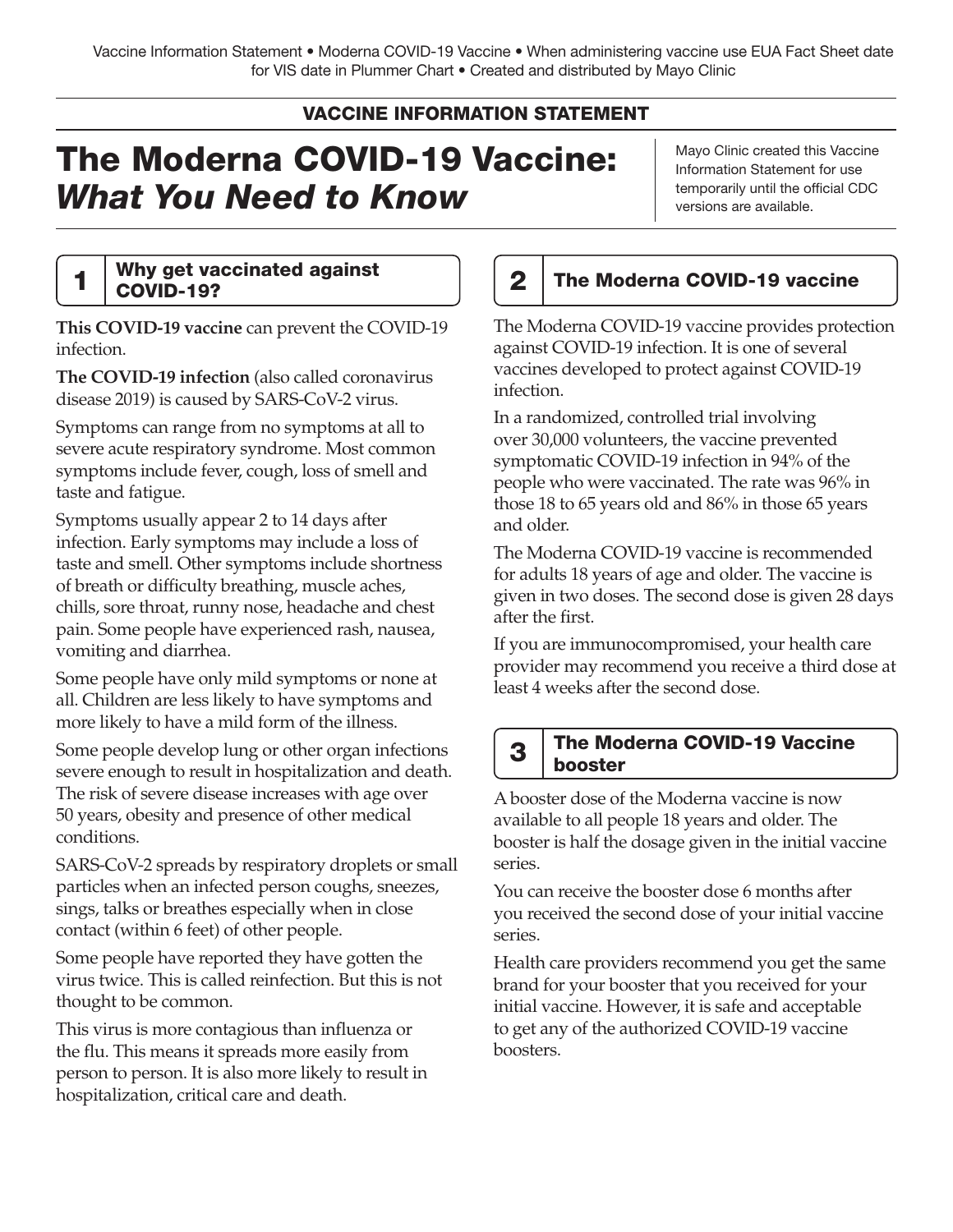Vaccine Information Statement • Moderna COVID-19 Vaccine • When administering vaccine use EUA Fact Sheet date for VIS date in Plummer Chart • Created and distributed by Mayo Clinic

**VACCINE INFORMATION STATEMENT**

# The Moderna COVID-19 Vaccine: *What You Need to Know*

Mayo Clinic created this Vaccine Information Statement for use temporarily until the official CDC versions are available.

## 1 Why get vaccinated against COVID-19?

**This COVID-19 vaccine** can prevent the COVID-19 infection.

**The COVID-19 infection** (also called coronavirus disease 2019) is caused by SARS-CoV-2 virus.

Symptoms can range from no symptoms at all to severe acute respiratory syndrome. Most common symptoms include fever, cough, loss of smell and taste and fatigue.

Symptoms usually appear 2 to 14 days after infection. Early symptoms may include a loss of taste and smell. Other symptoms include shortness of breath or difficulty breathing, muscle aches, chills, sore throat, runny nose, headache and chest pain. Some people have experienced rash, nausea, vomiting and diarrhea.

Some people have only mild symptoms or none at all. Children are less likely to have symptoms and more likely to have a mild form of the illness.

Some people develop lung or other organ infections severe enough to result in hospitalization and death. The risk of severe disease increases with age over 50 years, obesity and presence of other medical conditions.

SARS-CoV-2 spreads by respiratory droplets or small particles when an infected person coughs, sneezes, sings, talks or breathes especially when in close contact (within 6 feet) of other people.

Some people have reported they have gotten the virus twice. This is called reinfection. But this is not thought to be common.

This virus is more contagious than influenza or the flu. This means it spreads more easily from person to person. It is also more likely to result in hospitalization, critical care and death.

## 2 The Moderna COVID-19 vaccine

The Moderna COVID-19 vaccine provides protection against COVID-19 infection. It is one of several vaccines developed to protect against COVID-19 infection.

In a randomized, controlled trial involving over 30,000 volunteers, the vaccine prevented symptomatic COVID-19 infection in 94% of the people who were vaccinated. The rate was 96% in those 18 to 65 years old and 86% in those 65 years and older.

The Moderna COVID-19 vaccine is recommended for adults 18 years of age and older. The vaccine is given in two doses. The second dose is given 28 days after the first.

If you are immunocompromised, your health care provider may recommend you receive a third dose at least 4 weeks after the second dose.

## 3 The Moderna COVID-19 Vaccine booster

A booster dose of the Moderna vaccine is now available to all people 18 years and older. The booster is half the dosage given in the initial vaccine series.

You can receive the booster dose 6 months after you received the second dose of your initial vaccine series.

Health care providers recommend you get the same brand for your booster that you received for your initial vaccine. However, it is safe and acceptable to get any of the authorized COVID-19 vaccine boosters.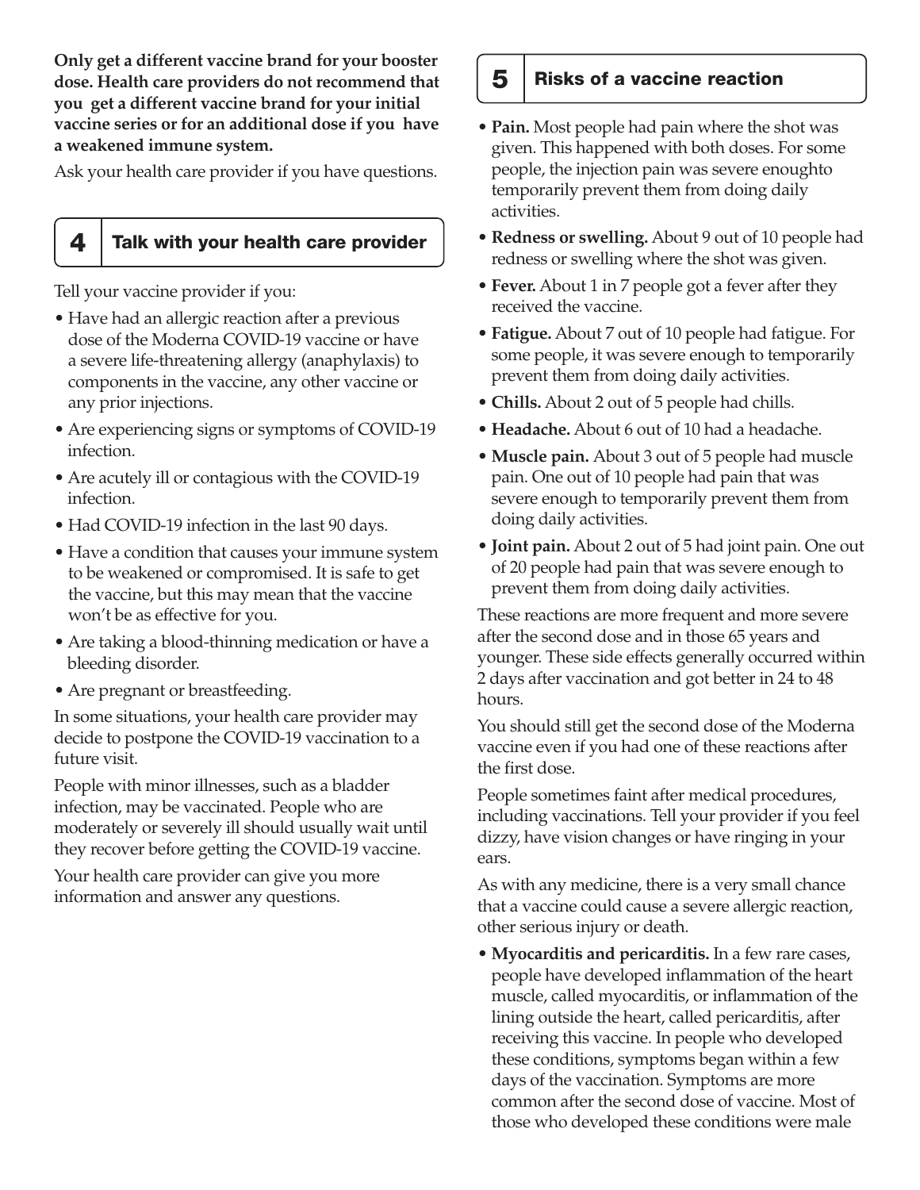**Only get a different vaccine brand for your booster dose. Health care providers do not recommend that you get a different vaccine brand for your initial vaccine series or for an additional dose if you have a weakened immune system.**

Ask your health care provider if you have questions.

## 4 Talk with your health care provider

Tell your vaccine provider if you:

- Have had an allergic reaction after a previous dose of the Moderna COVID-19 vaccine or have a severe life-threatening allergy (anaphylaxis) to components in the vaccine, any other vaccine or any prior injections.
- Are experiencing signs or symptoms of COVID-19 infection.
- Are acutely ill or contagious with the COVID-19 infection.
- Had COVID-19 infection in the last 90 days.
- Have a condition that causes your immune system to be weakened or compromised. It is safe to get the vaccine, but this may mean that the vaccine won't be as effective for you.
- Are taking a blood-thinning medication or have a bleeding disorder.
- Are pregnant or breastfeeding.

In some situations, your health care provider may decide to postpone the COVID-19 vaccination to a future visit.

People with minor illnesses, such as a bladder infection, may be vaccinated. People who are moderately or severely ill should usually wait until they recover before getting the COVID-19 vaccine.

Your health care provider can give you more information and answer any questions.

## 5 Risks of a vaccine reaction

- **Pain.** Most people had pain where the shot was given. This happened with both doses. For some people, the injection pain was severe enoughto temporarily prevent them from doing daily activities.
- **Redness or swelling.** About 9 out of 10 people had redness or swelling where the shot was given.
- **Fever.** About 1 in 7 people got a fever after they received the vaccine.
- **Fatigue.** About 7 out of 10 people had fatigue. For some people, it was severe enough to temporarily prevent them from doing daily activities.
- **Chills.** About 2 out of 5 people had chills.
- **Headache.** About 6 out of 10 had a headache.
- **Muscle pain.** About 3 out of 5 people had muscle pain. One out of 10 people had pain that was severe enough to temporarily prevent them from doing daily activities.
- **Joint pain.** About 2 out of 5 had joint pain. One out of 20 people had pain that was severe enough to prevent them from doing daily activities.

These reactions are more frequent and more severe after the second dose and in those 65 years and younger. These side effects generally occurred within 2 days after vaccination and got better in 24 to 48 hours.

You should still get the second dose of the Moderna vaccine even if you had one of these reactions after the first dose.

People sometimes faint after medical procedures, including vaccinations. Tell your provider if you feel dizzy, have vision changes or have ringing in your ears.

As with any medicine, there is a very small chance that a vaccine could cause a severe allergic reaction, other serious injury or death.

- **Myocarditis and pericarditis.** In a few rare cases, people have developed inflammation of the heart muscle, called myocarditis, or inflammation of the lining outside the heart, called pericarditis, after receiving this vaccine. In people who developed these conditions, symptoms began within a few days of the vaccination. Symptoms are more common after the second dose of vaccine. Most of those who developed these conditions were male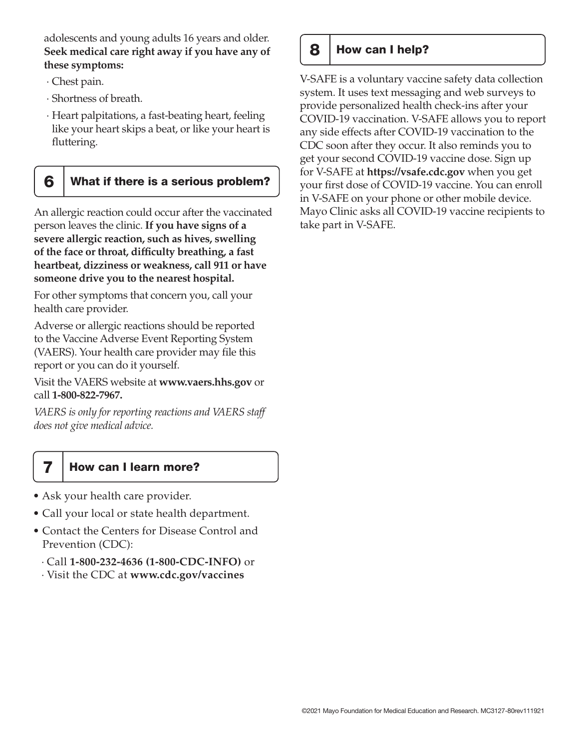adolescents and young adults 16 years and older. **Seek medical care right away if you have any of these symptoms:**

- Chest pain.
- Shortness of breath.
- Heart palpitations, a fast-beating heart, feeling like your heart skips a beat, or like your heart is fluttering.

## 6 What if there is a serious problem?

An allergic reaction could occur after the vaccinated person leaves the clinic. **If you have signs of a severe allergic reaction, such as hives, swelling of the face or throat, difficulty breathing, a fast heartbeat, dizziness or weakness, call 911 or have someone drive you to the nearest hospital.**

For other symptoms that concern you, call your health care provider.

Adverse or allergic reactions should be reported to the Vaccine Adverse Event Reporting System (VAERS). Your health care provider may file this report or you can do it yourself.

Visit the VAERS website at **www.vaers.hhs.gov** or call **1-800-822-7967.**

*VAERS is only for reporting reactions and VAERS staff does not give medical advice.*

## 7 How can I learn more?

- Ask your health care provider.
- Call your local or state health department.
- Contact the Centers for Disease Control and Prevention (CDC):
  - Call **1-800-232-4636 (1-800-CDC-INFO)** or
  - Visit the CDC at **www.cdc.gov/vaccines**

## 8 How can I help?

V-SAFE is a voluntary vaccine safety data collection system. It uses text messaging and web surveys to provide personalized health check-ins after your COVID-19 vaccination. V-SAFE allows you to report any side effects after COVID-19 vaccination to the CDC soon after they occur. It also reminds you to get your second COVID-19 vaccine dose. Sign up for V-SAFE at **https://vsafe.cdc.gov** when you get your first dose of COVID-19 vaccine. You can enroll in V-SAFE on your phone or other mobile device. Mayo Clinic asks all COVID-19 vaccine recipients to take part in V-SAFE.

©2021 Mayo Foundation for Medical Education and Research. MC3127-80rev111921